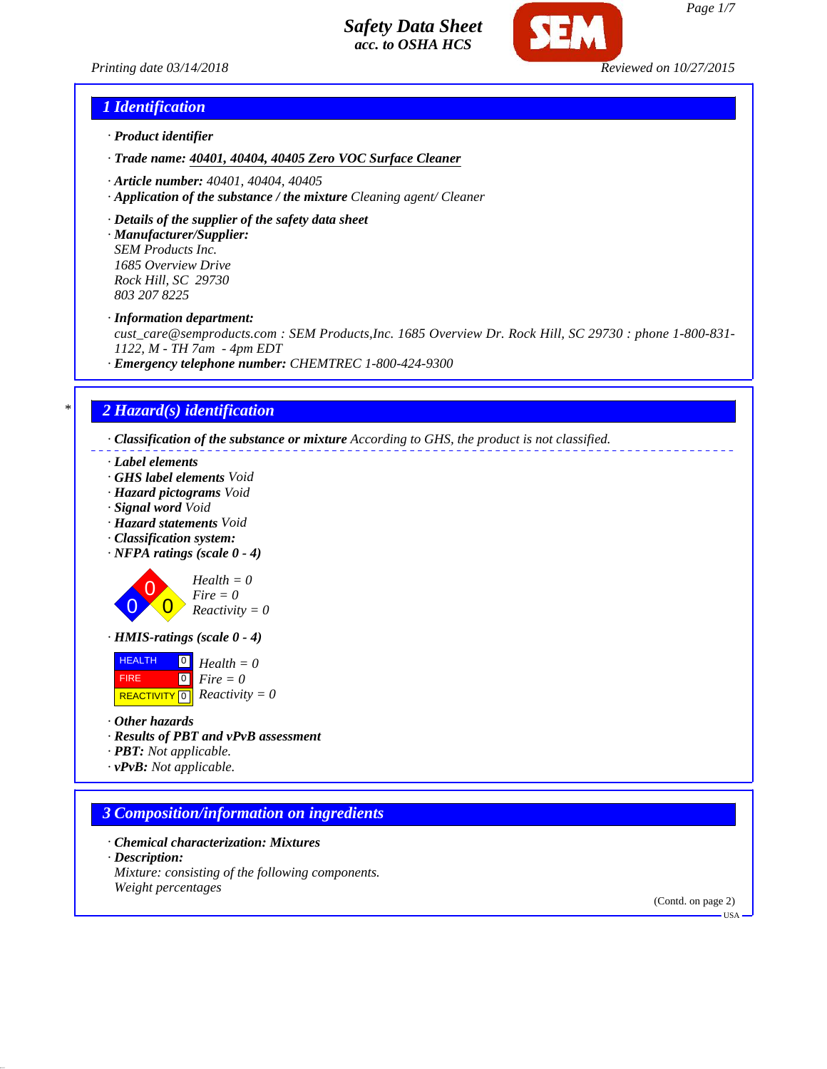# Safety Data Sheet
acc. to OSHA HCS

Printing date 03/14/2018 Reviewed on 10/27/2015

## 1 Identification

· **Product identifier**

· **Trade name: 40401, 40404, 40405 Zero VOC Surface Cleaner**

· **Article number:** 40401, 40404, 40405
· **Application of the substance / the mixture** Cleaning agent/ Cleaner

· **Details of the supplier of the safety data sheet**
· **Manufacturer/Supplier:**
SEM Products Inc.
1685 Overview Drive
Rock Hill, SC 29730
803 207 8225

· **Information department:**
cust_care@semproducts.com : SEM Products,Inc. 1685 Overview Dr. Rock Hill, SC 29730 : phone 1-800-831-1122, M - TH 7am - 4pm EDT
· **Emergency telephone number:** CHEMTREC 1-800-424-9300

## 2 Hazard(s) identification

· **Classification of the substance or mixture** According to GHS, the product is not classified.

· **Label elements**
· **GHS label elements** Void
· **Hazard pictograms** Void
· **Signal word** Void
· **Hazard statements** Void
· **Classification system:**
· **NFPA ratings (scale 0 - 4)**

Health = 0
Fire = 0
Reactivity = 0

· **HMIS-ratings (scale 0 - 4)**

| | | |
|---|---|---|
| HEALTH | 0 | Health = 0 |
| FIRE | 0 | Fire = 0 |
| REACTIVITY | 0 | Reactivity = 0 |

· **Other hazards**
· **Results of PBT and vPvB assessment**
· **PBT:** Not applicable.
· **vPvB:** Not applicable.

## 3 Composition/information on ingredients

· **Chemical characterization: Mixtures**
· **Description:**
Mixture: consisting of the following components.
Weight percentages

(Contd. on page 2)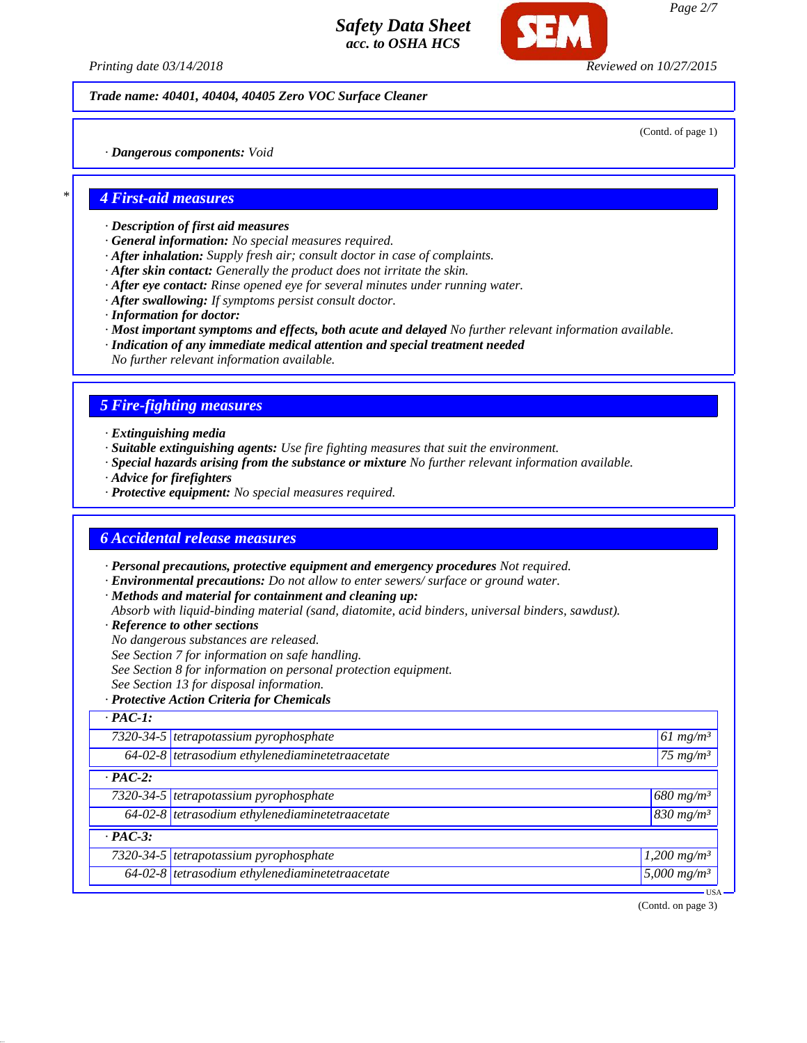Trade name: 40401, 40404, 40405 Zero VOC Surface Cleaner

(Contd. of page 1)

· **Dangerous components:** Void

## 4 First-aid measures

· **Description of first aid measures**
· **General information:** No special measures required.
· **After inhalation:** Supply fresh air; consult doctor in case of complaints.
· **After skin contact:** Generally the product does not irritate the skin.
· **After eye contact:** Rinse opened eye for several minutes under running water.
· **After swallowing:** If symptoms persist consult doctor.
· **Information for doctor:**
· **Most important symptoms and effects, both acute and delayed** No further relevant information available.
· **Indication of any immediate medical attention and special treatment needed**
No further relevant information available.

## 5 Fire-fighting measures

· **Extinguishing media**
· **Suitable extinguishing agents:** Use fire fighting measures that suit the environment.
· **Special hazards arising from the substance or mixture** No further relevant information available.
· **Advice for firefighters**
· **Protective equipment:** No special measures required.

## 6 Accidental release measures

· **Personal precautions, protective equipment and emergency procedures** Not required.
· **Environmental precautions:** Do not allow to enter sewers/ surface or ground water.
· **Methods and material for containment and cleaning up:**
Absorb with liquid-binding material (sand, diatomite, acid binders, universal binders, sawdust).
· **Reference to other sections**
No dangerous substances are released.
See Section 7 for information on safe handling.
See Section 8 for information on personal protection equipment.
See Section 13 for disposal information.
· **Protective Action Criteria for Chemicals**

| · **PAC-1:** | | |
|---|---|---|
| 7320-34-5 | tetrapotassium pyrophosphate | 61 mg/m³ |
| 64-02-8 | tetrasodium ethylenediaminetetraacetate | 75 mg/m³ |
| · **PAC-2:** | | |
| 7320-34-5 | tetrapotassium pyrophosphate | 680 mg/m³ |
| 64-02-8 | tetrasodium ethylenediaminetetraacetate | 830 mg/m³ |
| · **PAC-3:** | | |
| 7320-34-5 | tetrapotassium pyrophosphate | 1,200 mg/m³ |
| 64-02-8 | tetrasodium ethylenediaminetetraacetate | 5,000 mg/m³ |

(Contd. on page 3)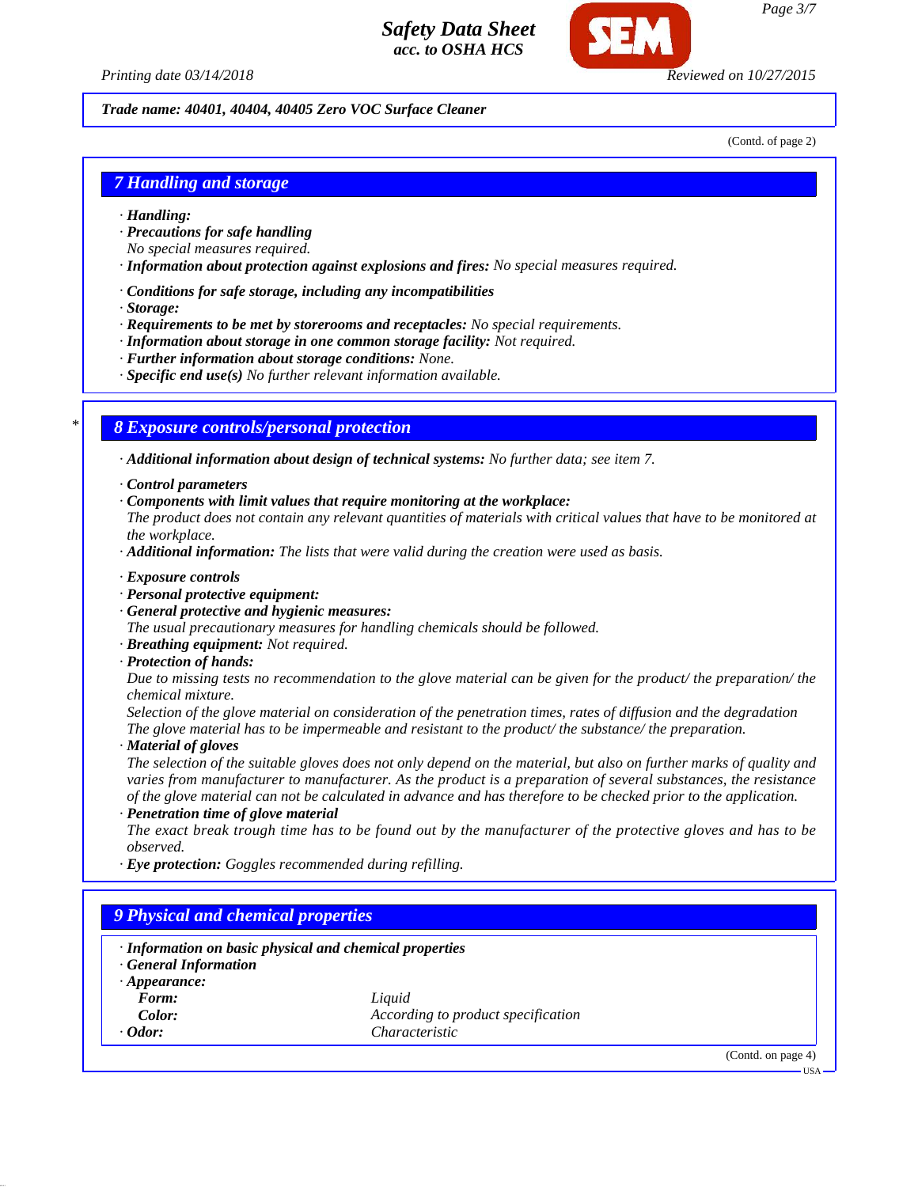Trade name: 40401, 40404, 40405 Zero VOC Surface Cleaner

(Contd. of page 2)

## 7 Handling and storage

· **Handling:**
· **Precautions for safe handling**
No special measures required.
· **Information about protection against explosions and fires:** No special measures required.

· **Conditions for safe storage, including any incompatibilities**
· **Storage:**
· **Requirements to be met by storerooms and receptacles:** No special requirements.
· **Information about storage in one common storage facility:** Not required.
· **Further information about storage conditions:** None.
· **Specific end use(s)** No further relevant information available.

## * 8 Exposure controls/personal protection

· **Additional information about design of technical systems:** No further data; see item 7.

· **Control parameters**
· **Components with limit values that require monitoring at the workplace:**
The product does not contain any relevant quantities of materials with critical values that have to be monitored at the workplace.
· **Additional information:** The lists that were valid during the creation were used as basis.

· **Exposure controls**
· **Personal protective equipment:**
· **General protective and hygienic measures:**
The usual precautionary measures for handling chemicals should be followed.
· **Breathing equipment:** Not required.
· **Protection of hands:**
Due to missing tests no recommendation to the glove material can be given for the product/ the preparation/ the chemical mixture.
Selection of the glove material on consideration of the penetration times, rates of diffusion and the degradation
The glove material has to be impermeable and resistant to the product/ the substance/ the preparation.
· **Material of gloves**
The selection of the suitable gloves does not only depend on the material, but also on further marks of quality and varies from manufacturer to manufacturer. As the product is a preparation of several substances, the resistance of the glove material can not be calculated in advance and has therefore to be checked prior to the application.
· **Penetration time of glove material**
The exact break trough time has to be found out by the manufacturer of the protective gloves and has to be observed.
· **Eye protection:** Goggles recommended during refilling.

## 9 Physical and chemical properties

· **Information on basic physical and chemical properties**
· **General Information**
· **Appearance:**

| | |
|---|---|
| **Form:** | Liquid |
| **Color:** | According to product specification |
| · **Odor:** | Characteristic |

(Contd. on page 4)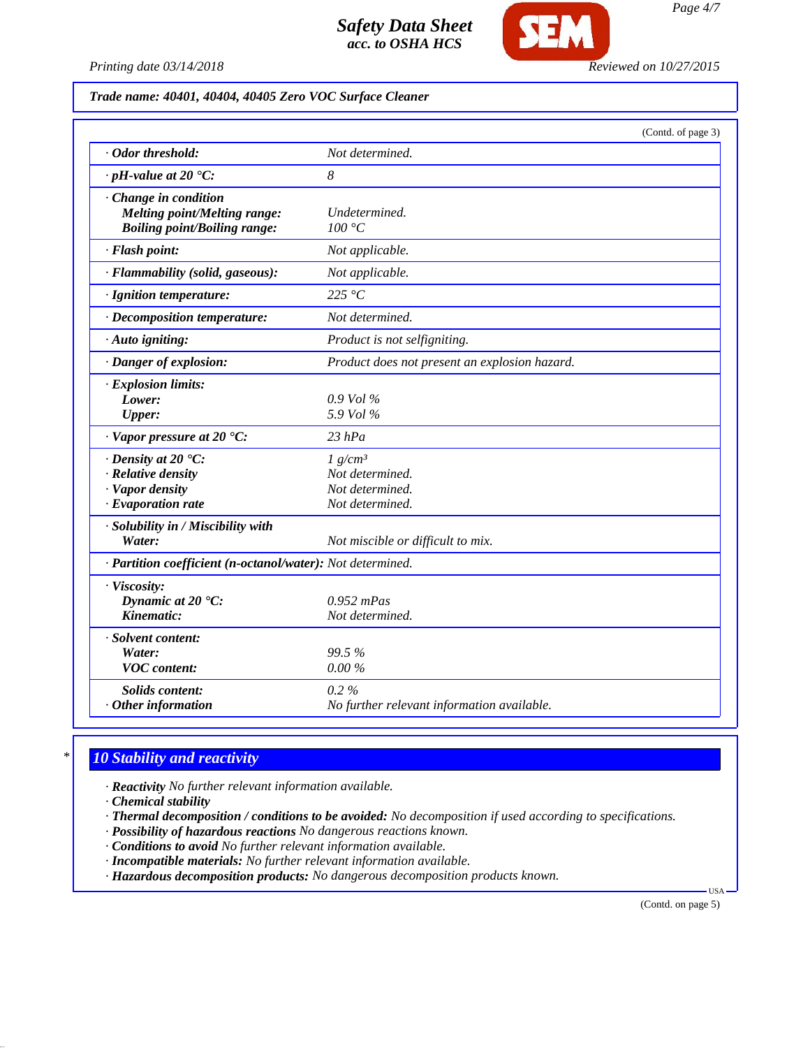**Trade name: 40401, 40404, 40405 Zero VOC Surface Cleaner**

(Contd. of page 3)

| | |
|---|---|
| · **Odor threshold:** | Not determined. |
| · **pH-value at 20 °C:** | 8 |
| · **Change in condition** | |
| **Melting point/Melting range:** | Undetermined. |
| **Boiling point/Boiling range:** | 100 °C |
| · **Flash point:** | Not applicable. |
| · **Flammability (solid, gaseous):** | Not applicable. |
| · **Ignition temperature:** | 225 °C |
| · **Decomposition temperature:** | Not determined. |
| · **Auto igniting:** | Product is not selfigniting. |
| · **Danger of explosion:** | Product does not present an explosion hazard. |
| · **Explosion limits:** | |
| **Lower:** | 0.9 Vol % |
| **Upper:** | 5.9 Vol % |
| · **Vapor pressure at 20 °C:** | 23 hPa |
| · **Density at 20 °C:** | 1 g/cm³ |
| · **Relative density** | Not determined. |
| · **Vapor density** | Not determined. |
| · **Evaporation rate** | Not determined. |
| · **Solubility in / Miscibility with** | |
| **Water:** | Not miscible or difficult to mix. |
| · **Partition coefficient (n-octanol/water):** | Not determined. |
| · **Viscosity:** | |
| **Dynamic at 20 °C:** | 0.952 mPas |
| **Kinematic:** | Not determined. |
| · **Solvent content:** | |
| **Water:** | 99.5 % |
| **VOC content:** | 0.00 % |
| **Solids content:** | 0.2 % |
| · **Other information** | No further relevant information available. |

## 10 Stability and reactivity

· **Reactivity** No further relevant information available.
· **Chemical stability**
· **Thermal decomposition / conditions to be avoided:** No decomposition if used according to specifications.
· **Possibility of hazardous reactions** No dangerous reactions known.
· **Conditions to avoid** No further relevant information available.
· **Incompatible materials:** No further relevant information available.
· **Hazardous decomposition products:** No dangerous decomposition products known.

(Contd. on page 5)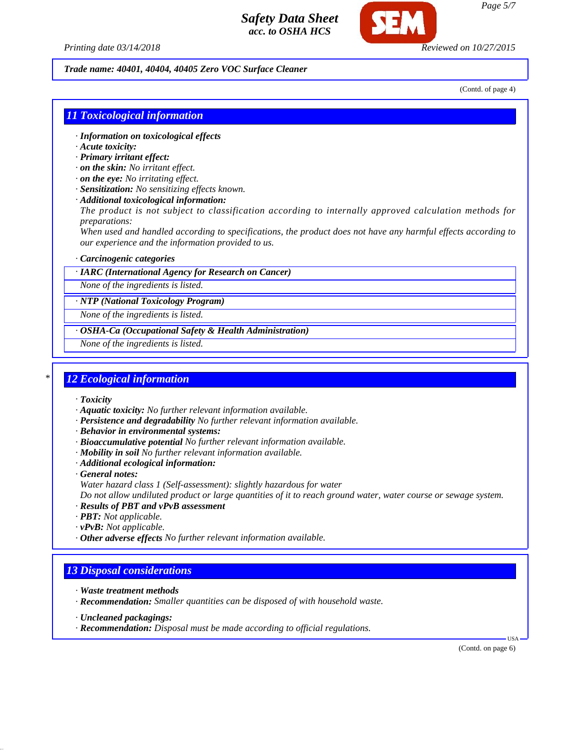*Trade name: 40401, 40404, 40405 Zero VOC Surface Cleaner*

(Contd. of page 4)

## 11 Toxicological information

· ***Information on toxicological effects***
· ***Acute toxicity:***
· ***Primary irritant effect:***
· ***on the skin:*** *No irritant effect.*
· ***on the eye:*** *No irritating effect.*
· ***Sensitization:*** *No sensitizing effects known.*
· ***Additional toxicological information:***
*The product is not subject to classification according to internally approved calculation methods for preparations:*
*When used and handled according to specifications, the product does not have any harmful effects according to our experience and the information provided to us.*

· ***Carcinogenic categories***

· ***IARC (International Agency for Research on Cancer)***
*None of the ingredients is listed.*

· ***NTP (National Toxicology Program)***
*None of the ingredients is listed.*

· ***OSHA-Ca (Occupational Safety & Health Administration)***
*None of the ingredients is listed.*

## * 12 Ecological information

· ***Toxicity***
· ***Aquatic toxicity:*** *No further relevant information available.*
· ***Persistence and degradability*** *No further relevant information available.*
· ***Behavior in environmental systems:***
· ***Bioaccumulative potential*** *No further relevant information available.*
· ***Mobility in soil*** *No further relevant information available.*
· ***Additional ecological information:***
· ***General notes:***
*Water hazard class 1 (Self-assessment): slightly hazardous for water*
*Do not allow undiluted product or large quantities of it to reach ground water, water course or sewage system.*
· ***Results of PBT and vPvB assessment***
· ***PBT:*** *Not applicable.*
· ***vPvB:*** *Not applicable.*
· ***Other adverse effects*** *No further relevant information available.*

## 13 Disposal considerations

· ***Waste treatment methods***
· ***Recommendation:*** *Smaller quantities can be disposed of with household waste.*

· ***Uncleaned packagings:***
· ***Recommendation:*** *Disposal must be made according to official regulations.*

(Contd. on page 6)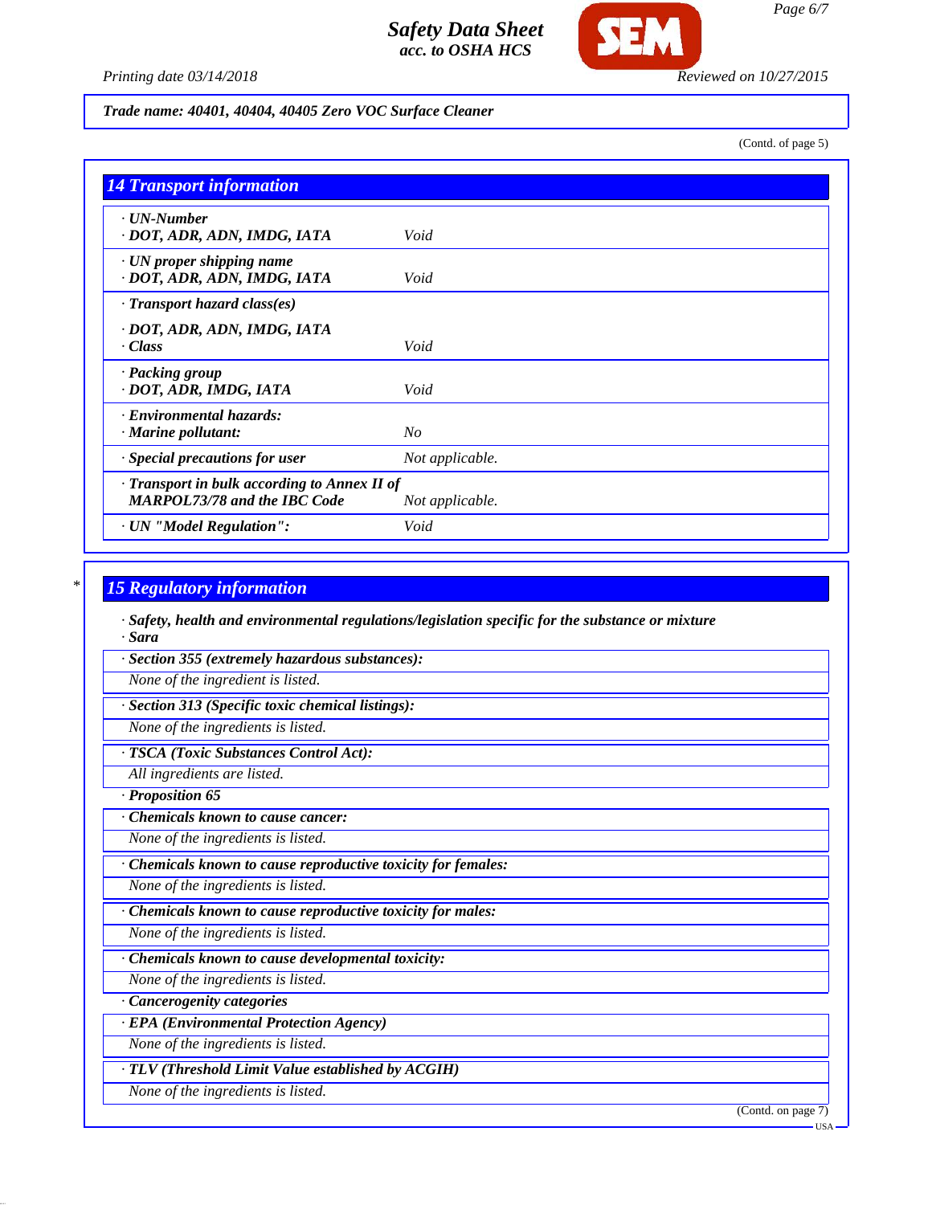Trade name: 40401, 40404, 40405 Zero VOC Surface Cleaner

(Contd. of page 5)

## 14 Transport information

| | |
|---|---|
| · **UN-Number**<br>· **DOT, ADR, ADN, IMDG, IATA** | *Void* |
| · **UN proper shipping name**<br>· **DOT, ADR, ADN, IMDG, IATA** | *Void* |
| · **Transport hazard class(es)**<br>· **DOT, ADR, ADN, IMDG, IATA**<br>· **Class** | *Void* |
| · **Packing group**<br>· **DOT, ADR, IMDG, IATA** | *Void* |
| · **Environmental hazards:**<br>· **Marine pollutant:** | *No* |
| · **Special precautions for user** | *Not applicable.* |
| · **Transport in bulk according to Annex II of MARPOL73/78 and the IBC Code** | *Not applicable.* |
| · **UN "Model Regulation":** | *Void* |

## * 15 Regulatory information

· **Safety, health and environmental regulations/legislation specific for the substance or mixture**
· **Sara**

· **Section 355 (extremely hazardous substances):**
*None of the ingredient is listed.*

· **Section 313 (Specific toxic chemical listings):**
*None of the ingredients is listed.*

· **TSCA (Toxic Substances Control Act):**
*All ingredients are listed.*

· **Proposition 65**

· **Chemicals known to cause cancer:**
*None of the ingredients is listed.*

· **Chemicals known to cause reproductive toxicity for females:**
*None of the ingredients is listed.*

· **Chemicals known to cause reproductive toxicity for males:**
*None of the ingredients is listed.*

· **Chemicals known to cause developmental toxicity:**
*None of the ingredients is listed.*

· **Cancerogenity categories**

· **EPA (Environmental Protection Agency)**
*None of the ingredients is listed.*

· **TLV (Threshold Limit Value established by ACGIH)**
*None of the ingredients is listed.*

(Contd. on page 7)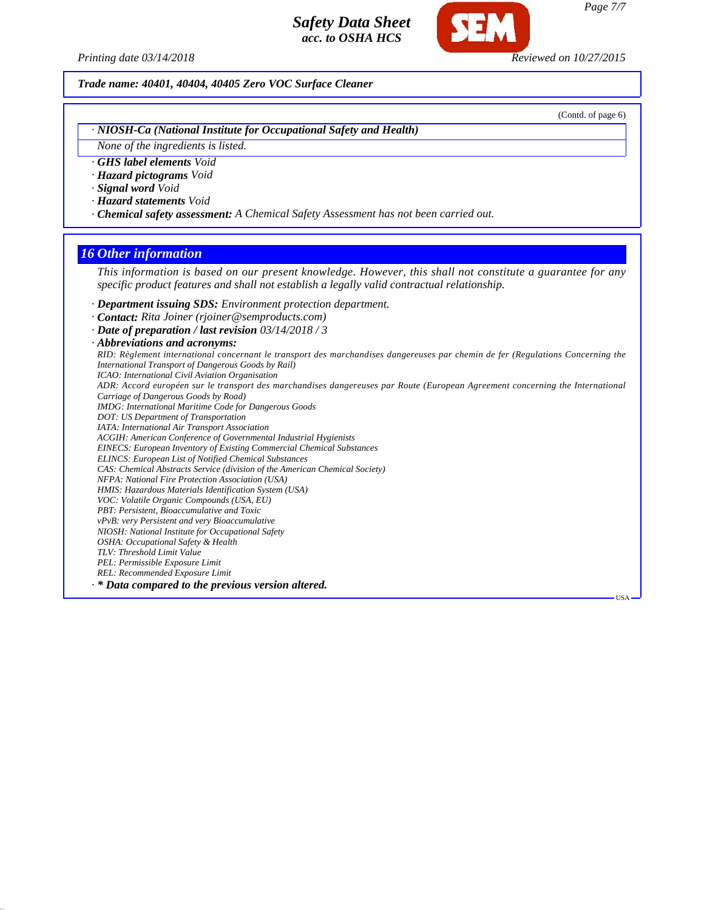(Contd. of page 6)

· **NIOSH-Ca (National Institute for Occupational Safety and Health)**

None of the ingredients is listed.

· **GHS label elements** Void
· **Hazard pictograms** Void
· **Signal word** Void
· **Hazard statements** Void
· **Chemical safety assessment:** A Chemical Safety Assessment has not been carried out.

## 16 Other information

This information is based on our present knowledge. However, this shall not constitute a guarantee for any specific product features and shall not establish a legally valid contractual relationship.

· **Department issuing SDS:** Environment protection department.
· **Contact:** Rita Joiner (rjoiner@semproducts.com)
· **Date of preparation / last revision** 03/14/2018 / 3
· **Abbreviations and acronyms:**

RID: Règlement international concernant le transport des marchandises dangereuses par chemin de fer (Regulations Concerning the International Transport of Dangerous Goods by Rail)
ICAO: International Civil Aviation Organisation
ADR: Accord européen sur le transport des marchandises dangereuses par Route (European Agreement concerning the International Carriage of Dangerous Goods by Road)
IMDG: International Maritime Code for Dangerous Goods
DOT: US Department of Transportation
IATA: International Air Transport Association
ACGIH: American Conference of Governmental Industrial Hygienists
EINECS: European Inventory of Existing Commercial Chemical Substances
ELINCS: European List of Notified Chemical Substances
CAS: Chemical Abstracts Service (division of the American Chemical Society)
NFPA: National Fire Protection Association (USA)
HMIS: Hazardous Materials Identification System (USA)
VOC: Volatile Organic Compounds (USA, EU)
PBT: Persistent, Bioaccumulative and Toxic
vPvB: very Persistent and very Bioaccumulative
NIOSH: National Institute for Occupational Safety
OSHA: Occupational Safety & Health
TLV: Threshold Limit Value
PEL: Permissible Exposure Limit
REL: Recommended Exposure Limit

· *** Data compared to the previous version altered.**